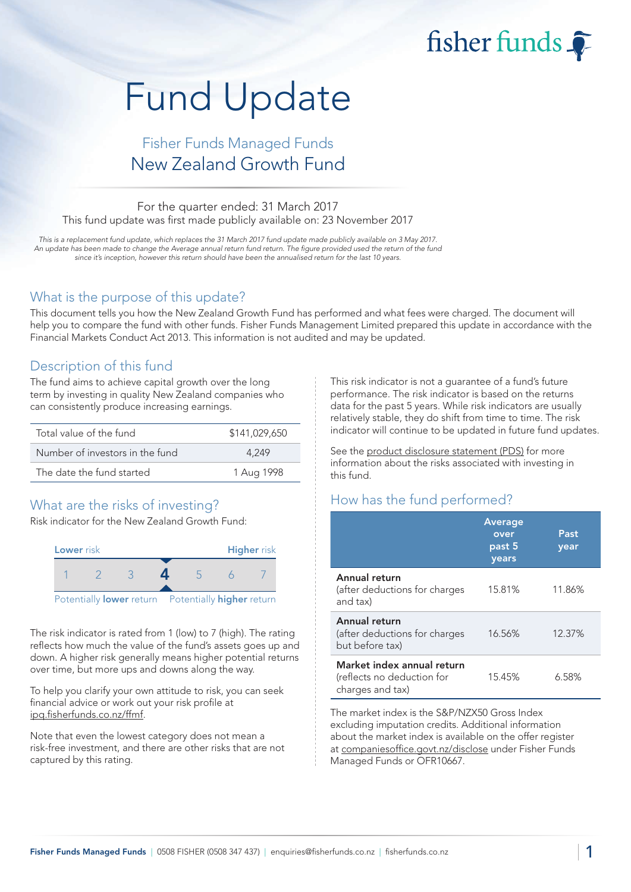fisher funds

# Fund Update

## Fisher Funds Managed Funds
## New Zealand Growth Fund

For the quarter ended: 31 March 2017
This fund update was first made publicly available on: 23 November 2017

*This is a replacement fund update, which replaces the 31 March 2017 fund update made publicly available on 3 May 2017. An update has been made to change the Average annual return fund return. The figure provided used the return of the fund since it's inception, however this return should have been the annualised return for the last 10 years.*

## What is the purpose of this update?

This document tells you how the New Zealand Growth Fund has performed and what fees were charged. The document will help you to compare the fund with other funds. Fisher Funds Management Limited prepared this update in accordance with the Financial Markets Conduct Act 2013. This information is not audited and may be updated.

## Description of this fund

The fund aims to achieve capital growth over the long term by investing in quality New Zealand companies who can consistently produce increasing earnings.

| | |
|---|---|
| Total value of the fund | $141,029,650 |
| Number of investors in the fund | 4,249 |
| The date the fund started | 1 Aug 1998 |

## What are the risks of investing?

Risk indicator for the New Zealand Growth Fund:

**Lower** risk — **Higher** risk

1 2 3 **4** 5 6 7

Potentially **lower** return — Potentially **higher** return

The risk indicator is rated from 1 (low) to 7 (high). The rating reflects how much the value of the fund's assets goes up and down. A higher risk generally means higher potential returns over time, but more ups and downs along the way.

To help you clarify your own attitude to risk, you can seek financial advice or work out your risk profile at ipq.fisherfunds.co.nz/ffmf.

Note that even the lowest category does not mean a risk-free investment, and there are other risks that are not captured by this rating.

This risk indicator is not a guarantee of a fund's future performance. The risk indicator is based on the returns data for the past 5 years. While risk indicators are usually relatively stable, they do shift from time to time. The risk indicator will continue to be updated in future fund updates.

See the product disclosure statement (PDS) for more information about the risks associated with investing in this fund.

## How has the fund performed?

| | Average over past 5 years | Past year |
|---|---|---|
| **Annual return** (after deductions for charges and tax) | 15.81% | 11.86% |
| **Annual return** (after deductions for charges but before tax) | 16.56% | 12.37% |
| **Market index annual return** (reflects no deduction for charges and tax) | 15.45% | 6.58% |

The market index is the S&P/NZX50 Gross Index excluding imputation credits. Additional information about the market index is available on the offer register at companiesoffice.govt.nz/disclose under Fisher Funds Managed Funds or OFR10667.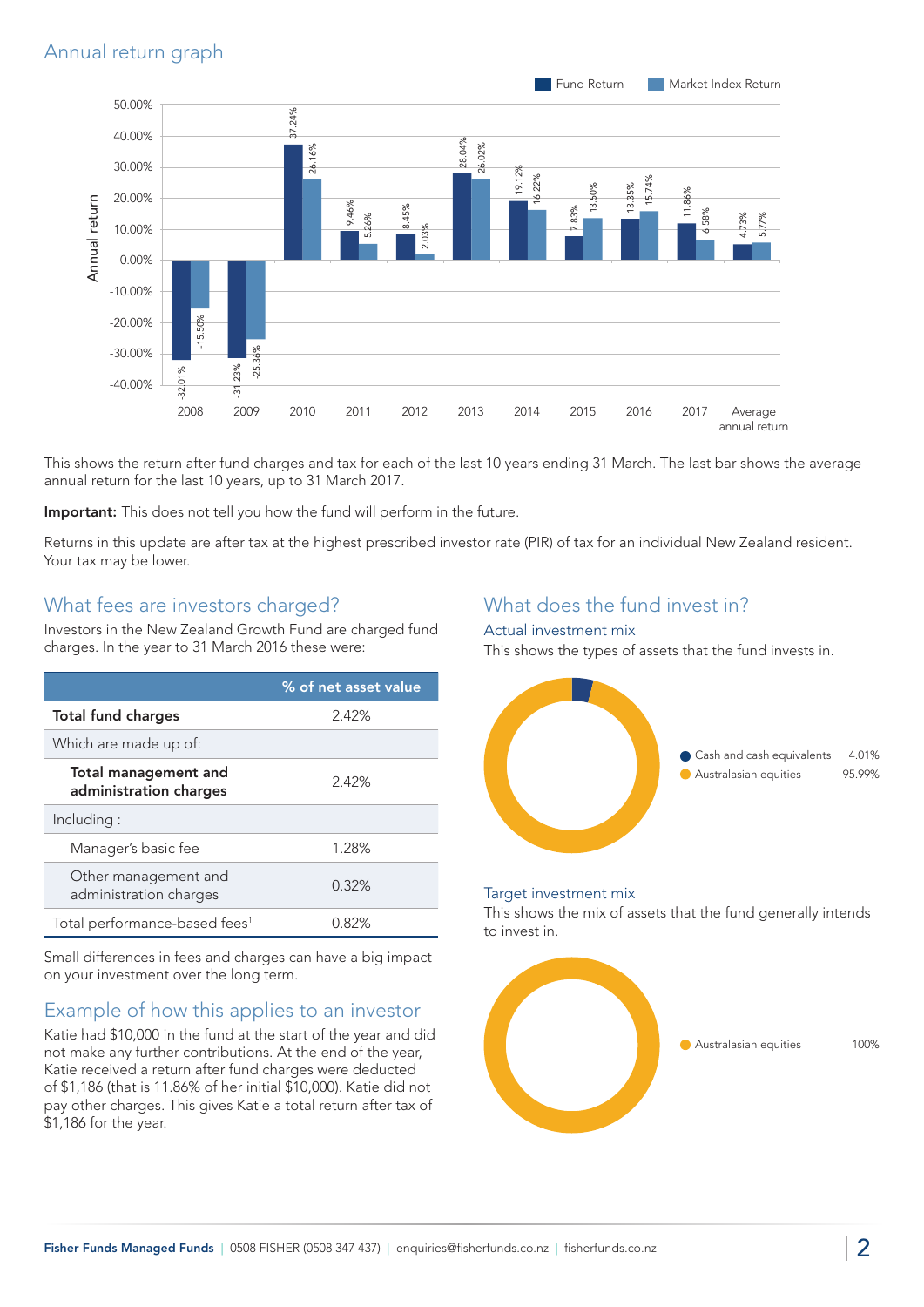## Annual return graph

| Year | Fund Return | Market Index Return |
|---|---|---|
| 2008 | -32.01% | -15.50% |
| 2009 | -31.23% | -25.36% |
| 2010 | 37.24% | 26.16% |
| 2011 | 9.46% | 5.26% |
| 2012 | 8.45% | 2.03% |
| 2013 | 28.04% | 26.02% |
| 2014 | 19.12% | 16.22% |
| 2015 | 7.83% | 13.50% |
| 2016 | 13.35% | 15.74% |
| 2017 | 11.86% | 6.58% |
| Average annual return | 4.73% | 5.77% |

This shows the return after fund charges and tax for each of the last 10 years ending 31 March. The last bar shows the average annual return for the last 10 years, up to 31 March 2017.

**Important:** This does not tell you how the fund will perform in the future.

Returns in this update are after tax at the highest prescribed investor rate (PIR) of tax for an individual New Zealand resident. Your tax may be lower.

## What fees are investors charged?

Investors in the New Zealand Growth Fund are charged fund charges. In the year to 31 March 2016 these were:

| | % of net asset value |
|---|---|
| **Total fund charges** | 2.42% |
| Which are made up of: | |
| **Total management and administration charges** | 2.42% |
| Including : | |
| Manager's basic fee | 1.28% |
| Other management and administration charges | 0.32% |
| Total performance-based fees[1] | 0.82% |

Small differences in fees and charges can have a big impact on your investment over the long term.

## Example of how this applies to an investor

Katie had $10,000 in the fund at the start of the year and did not make any further contributions. At the end of the year, Katie received a return after fund charges were deducted of $1,186 (that is 11.86% of her initial $10,000). Katie did not pay other charges. This gives Katie a total return after tax of $1,186 for the year.

## What does the fund invest in?

### Actual investment mix

This shows the types of assets that the fund invests in.

| Asset | % |
|---|---|
| Cash and cash equivalents | 4.01% |
| Australasian equities | 95.99% |

### Target investment mix

This shows the mix of assets that the fund generally intends to invest in.

| Asset | % |
|---|---|
| Australasian equities | 100% |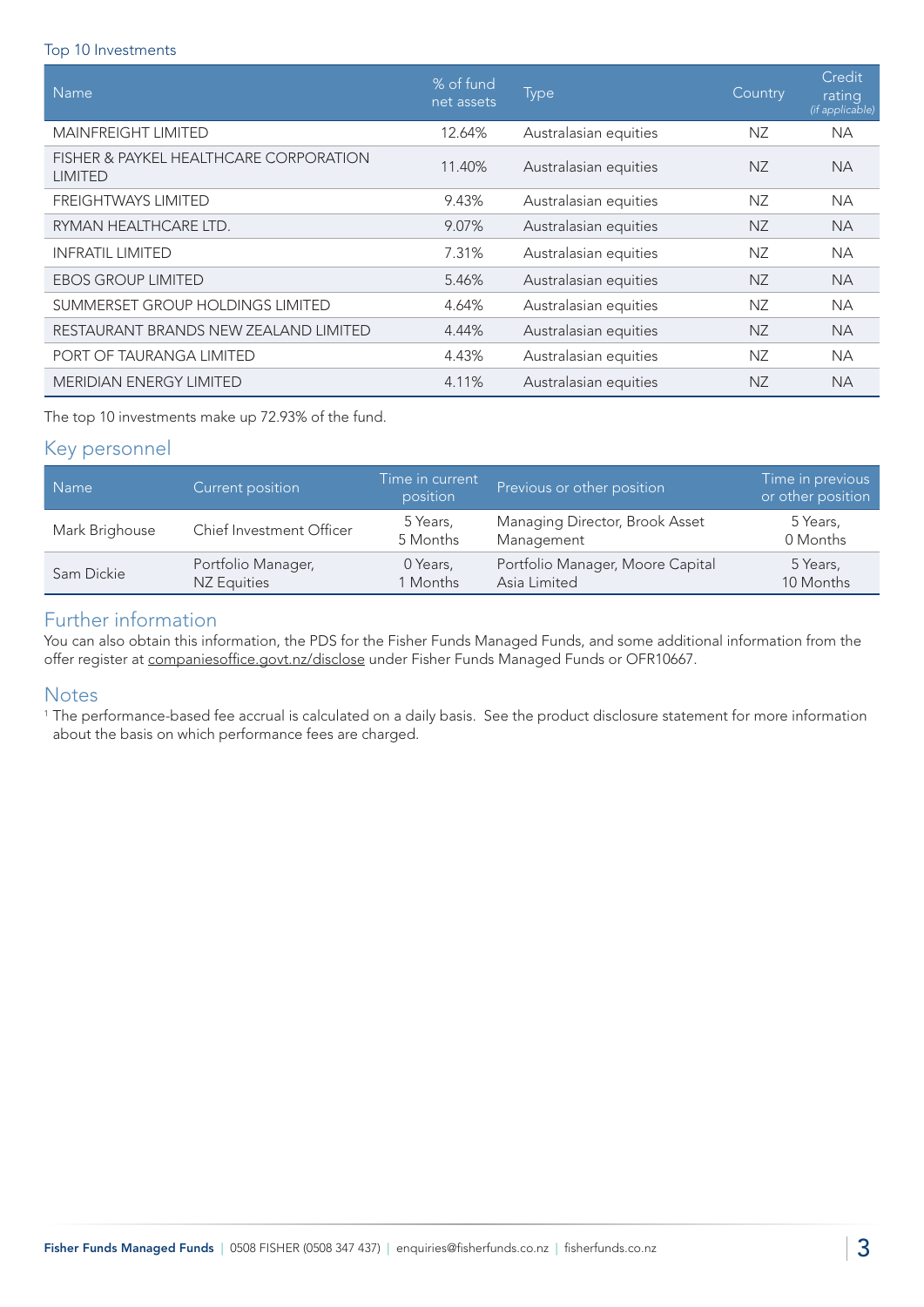Top 10 Investments

| Name | % of fund net assets | Type | Country | Credit rating *(if applicable)* |
|---|---|---|---|---|
| MAINFREIGHT LIMITED | 12.64% | Australasian equities | NZ | NA |
| FISHER & PAYKEL HEALTHCARE CORPORATION LIMITED | 11.40% | Australasian equities | NZ | NA |
| FREIGHTWAYS LIMITED | 9.43% | Australasian equities | NZ | NA |
| RYMAN HEALTHCARE LTD. | 9.07% | Australasian equities | NZ | NA |
| INFRATIL LIMITED | 7.31% | Australasian equities | NZ | NA |
| EBOS GROUP LIMITED | 5.46% | Australasian equities | NZ | NA |
| SUMMERSET GROUP HOLDINGS LIMITED | 4.64% | Australasian equities | NZ | NA |
| RESTAURANT BRANDS NEW ZEALAND LIMITED | 4.44% | Australasian equities | NZ | NA |
| PORT OF TAURANGA LIMITED | 4.43% | Australasian equities | NZ | NA |
| MERIDIAN ENERGY LIMITED | 4.11% | Australasian equities | NZ | NA |

The top 10 investments make up 72.93% of the fund.

## Key personnel

| Name | Current position | Time in current position | Previous or other position | Time in previous or other position |
|---|---|---|---|---|
| Mark Brighouse | Chief Investment Officer | 5 Years, 5 Months | Managing Director, Brook Asset Management | 5 Years, 0 Months |
| Sam Dickie | Portfolio Manager, NZ Equities | 0 Years, 1 Months | Portfolio Manager, Moore Capital Asia Limited | 5 Years, 10 Months |

## Further information

You can also obtain this information, the PDS for the Fisher Funds Managed Funds, and some additional information from the offer register at companiesoffice.govt.nz/disclose under Fisher Funds Managed Funds or OFR10667.

## Notes

[1] The performance-based fee accrual is calculated on a daily basis. See the product disclosure statement for more information about the basis on which performance fees are charged.